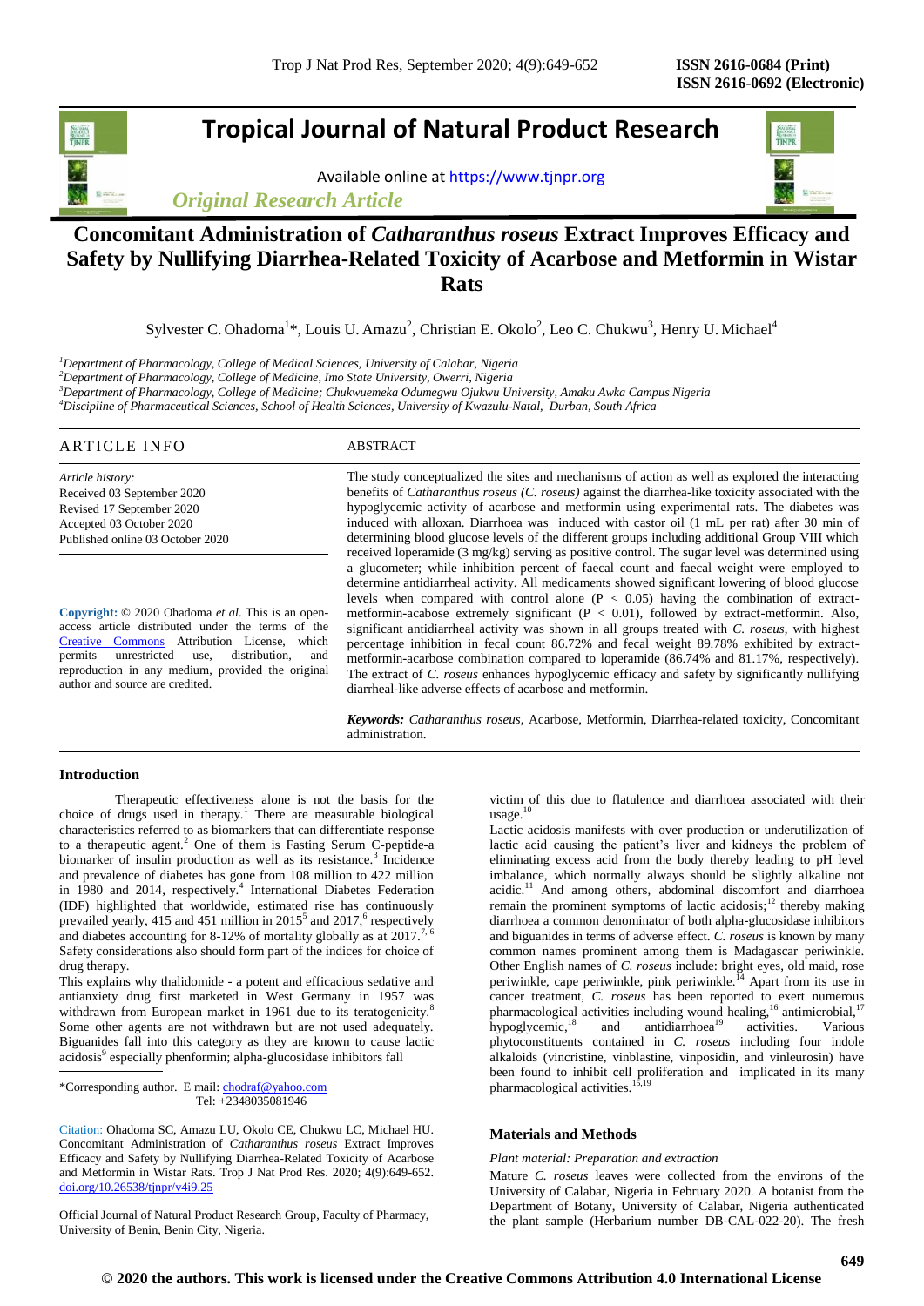# Concomitant Administration of *Catharanthus roseus* Extract Improves Efficacy and Safety by Nullifying Diarrhea-Related Toxicity of Acarbose and Metformin in Wistar Rats

Sylvester C. Ohadoma[1]*, Louis U. Amazu[2], Christian E. Okolo[2], Leo C. Chukwu[3], Henry U. Michael[4]

[1]*Department of Pharmacology, College of Medical Sciences, University of Calabar, Nigeria*
[2]*Department of Pharmacology, College of Medicine, Imo State University, Owerri, Nigeria*
[3]*Department of Pharmacology, College of Medicine; Chukwuemeka Odumegwu Ojukwu University, Amaku Awka Campus Nigeria*
[4]*Discipline of Pharmaceutical Sciences, School of Health Sciences, University of Kwazulu-Natal, Durban, South Africa*

## ARTICLE INFO

*Article history:*
Received 03 September 2020
Revised 17 September 2020
Accepted 03 October 2020
Published online 03 October 2020

**Copyright:** © 2020 Ohadoma *et al*. This is an open-access article distributed under the terms of the Creative Commons Attribution License, which permits unrestricted use, distribution, and reproduction in any medium, provided the original author and source are credited.

## ABSTRACT

The study conceptualized the sites and mechanisms of action as well as explored the interacting benefits of *Catharanthus roseus (C. roseus)* against the diarrhea-like toxicity associated with the hypoglycemic activity of acarbose and metformin using experimental rats. The diabetes was induced with alloxan. Diarrhoea was induced with castor oil (1 mL per rat) after 30 min of determining blood glucose levels of the different groups including additional Group VIII which received loperamide (3 mg/kg) serving as positive control. The sugar level was determined using a glucometer; while inhibition percent of faecal count and faecal weight were employed to determine antidiarrheal activity. All medicaments showed significant lowering of blood glucose levels when compared with control alone ($P < 0.05$) having the combination of extract-metformin-acabose extremely significant ($P < 0.01$), followed by extract-metformin. Also, significant antidiarrheal activity was shown in all groups treated with *C. roseus,* with highest percentage inhibition in fecal count 86.72% and fecal weight 89.78% exhibited by extract-metformin-acarbose combination compared to loperamide (86.74% and 81.17%, respectively). The extract of *C. roseus* enhances hypoglycemic efficacy and safety by significantly nullifying diarrheal-like adverse effects of acarbose and metformin.

***Keywords:*** *Catharanthus roseus,* Acarbose, Metformin, Diarrhea-related toxicity, Concomitant administration.

## Introduction

Therapeutic effectiveness alone is not the basis for the choice of drugs used in therapy.[1] There are measurable biological characteristics referred to as biomarkers that can differentiate response to a therapeutic agent.[2] One of them is Fasting Serum C-peptide-a biomarker of insulin production as well as its resistance.[3] Incidence and prevalence of diabetes has gone from 108 million to 422 million in 1980 and 2014, respectively.[4] International Diabetes Federation (IDF) highlighted that worldwide, estimated rise has continuously prevailed yearly, 415 and 451 million in 2015[5] and 2017,[6] respectively and diabetes accounting for 8-12% of mortality globally as at 2017.[7, 6] Safety considerations also should form part of the indices for choice of drug therapy.

This explains why thalidomide - a potent and efficacious sedative and antianxiety drug first marketed in West Germany in 1957 was withdrawn from European market in 1961 due to its teratogenicity.[8] Some other agents are not withdrawn but are not used adequately. Biguanides fall into this category as they are known to cause lactic acidosis[9] especially phenformin; alpha-glucosidase inhibitors fall victim of this due to flatulence and diarrhoea associated with their usage.[10]

Lactic acidosis manifests with over production or underutilization of lactic acid causing the patient's liver and kidneys the problem of eliminating excess acid from the body thereby leading to pH level imbalance, which normally always should be slightly alkaline not acidic.[11] And among others, abdominal discomfort and diarrhoea remain the prominent symptoms of lactic acidosis;[12] thereby making diarrhoea a common denominator of both alpha-glucosidase inhibitors and biguanides in terms of adverse effect. *C. roseus* is known by many common names prominent among them is Madagascar periwinkle. Other English names of *C. roseus* include: bright eyes, old maid, rose periwinkle, cape periwinkle, pink periwinkle.[14] Apart from its use in cancer treatment, *C. roseus* has been reported to exert numerous pharmacological activities including wound healing,[16] antimicrobial,[17] hypoglycemic,[18] and antidiarrhoea[19] activities. Various phytoconstituents contained in *C. roseus* including four indole alkaloids (vincristine, vinblastine, vinposidin, and vinleurosin) have been found to inhibit cell proliferation and implicated in its many pharmacological activities.[15,19]

*Corresponding author. E mail: chodraf@yahoo.com
Tel: +2348035081946

Citation: Ohadoma SC, Amazu LU, Okolo CE, Chukwu LC, Michael HU. Concomitant Administration of *Catharanthus roseus* Extract Improves Efficacy and Safety by Nullifying Diarrhea-Related Toxicity of Acarbose and Metformin in Wistar Rats. Trop J Nat Prod Res. 2020; 4(9):649-652. doi.org/10.26538/tjnpr/v4i9.25

Official Journal of Natural Product Research Group, Faculty of Pharmacy, University of Benin, Benin City, Nigeria.

## Materials and Methods

*Plant material: Preparation and extraction*

Mature *C. roseus* leaves were collected from the environs of the University of Calabar, Nigeria in February 2020. A botanist from the Department of Botany, University of Calabar, Nigeria authenticated the plant sample (Herbarium number DB-CAL-022-20). The fresh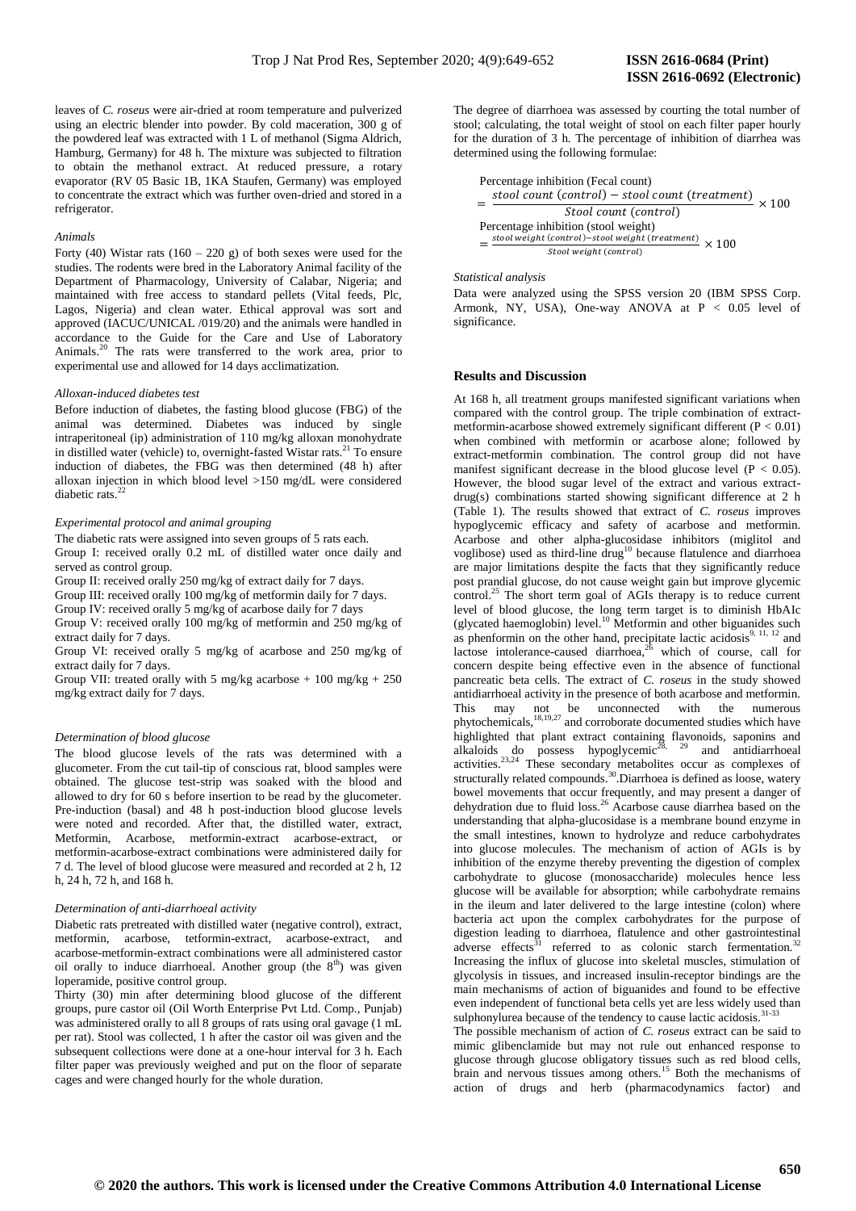leaves of *C. roseus* were air-dried at room temperature and pulverized using an electric blender into powder. By cold maceration, 300 g of the powdered leaf was extracted with 1 L of methanol (Sigma Aldrich, Hamburg, Germany) for 48 h. The mixture was subjected to filtration to obtain the methanol extract. At reduced pressure, a rotary evaporator (RV 05 Basic 1B, 1KA Staufen, Germany) was employed to concentrate the extract which was further oven-dried and stored in a refrigerator.

*Animals*

Forty (40) Wistar rats (160 – 220 g) of both sexes were used for the studies. The rodents were bred in the Laboratory Animal facility of the Department of Pharmacology, University of Calabar, Nigeria; and maintained with free access to standard pellets (Vital feeds, Plc, Lagos, Nigeria) and clean water. Ethical approval was sort and approved (IACUC/UNICAL /019/20) and the animals were handled in accordance to the Guide for the Care and Use of Laboratory Animals.[20] The rats were transferred to the work area, prior to experimental use and allowed for 14 days acclimatization.

*Alloxan-induced diabetes test*

Before induction of diabetes, the fasting blood glucose (FBG) of the animal was determined. Diabetes was induced by single intraperitoneal (ip) administration of 110 mg/kg alloxan monohydrate in distilled water (vehicle) to, overnight-fasted Wistar rats.[21] To ensure induction of diabetes, the FBG was then determined (48 h) after alloxan injection in which blood level >150 mg/dL were considered diabetic rats.[22]

*Experimental protocol and animal grouping*

The diabetic rats were assigned into seven groups of 5 rats each.

Group I: received orally 0.2 mL of distilled water once daily and served as control group.

Group II: received orally 250 mg/kg of extract daily for 7 days.

Group III: received orally 100 mg/kg of metformin daily for 7 days.

Group IV: received orally 5 mg/kg of acarbose daily for 7 days

Group V: received orally 100 mg/kg of metformin and 250 mg/kg of extract daily for 7 days.

Group VI: received orally 5 mg/kg of acarbose and 250 mg/kg of extract daily for 7 days.

Group VII: treated orally with 5 mg/kg acarbose + 100 mg/kg + 250 mg/kg extract daily for 7 days.

*Determination of blood glucose*

The blood glucose levels of the rats was determined with a glucometer. From the cut tail-tip of conscious rat, blood samples were obtained. The glucose test-strip was soaked with the blood and allowed to dry for 60 s before insertion to be read by the glucometer. Pre-induction (basal) and 48 h post-induction blood glucose levels were noted and recorded. After that, the distilled water, extract, Metformin, Acarbose, metformin-extract acarbose-extract, or metformin-acarbose-extract combinations were administered daily for 7 d. The level of blood glucose were measured and recorded at 2 h, 12 h, 24 h, 72 h, and 168 h.

*Determination of anti-diarrhoeal activity*

Diabetic rats pretreated with distilled water (negative control), extract, metformin, acarbose, tetformin-extract, acarbose-extract, and acarbose-metformin-extract combinations were all administered castor oil orally to induce diarrhoeal. Another group (the 8[th]) was given loperamide, positive control group.

Thirty (30) min after determining blood glucose of the different groups, pure castor oil (Oil Worth Enterprise Pvt Ltd. Comp., Punjab) was administered orally to all 8 groups of rats using oral gavage (1 mL per rat). Stool was collected, 1 h after the castor oil was given and the subsequent collections were done at a one-hour interval for 3 h. Each filter paper was previously weighed and put on the floor of separate cages and were changed hourly for the whole duration.

The degree of diarrhoea was assessed by courting the total number of stool; calculating, the total weight of stool on each filter paper hourly for the duration of 3 h. The percentage of inhibition of diarrhea was determined using the following formulae:

$$\text{Percentage inhibition (Fecal count)} = \frac{\text{stool count (control)} - \text{stool count (treatment)}}{\text{Stool count (control)}} \times 100$$

$$\text{Percentage inhibition (stool weight)} = \frac{\text{stool weight (control)} - \text{stool weight (treatment)}}{\text{Stool weight (control)}} \times 100$$

*Statistical analysis*

Data were analyzed using the SPSS version 20 (IBM SPSS Corp. Armonk, NY, USA), One-way ANOVA at $P < 0.05$ level of significance.

## Results and Discussion

At 168 h, all treatment groups manifested significant variations when compared with the control group. The triple combination of extract-metformin-acarbose showed extremely significant different ($P < 0.01$) when combined with metformin or acarbose alone; followed by extract-metformin combination. The control group did not have manifest significant decrease in the blood glucose level ($P < 0.05$). However, the blood sugar level of the extract and various extract-drug(s) combinations started showing significant difference at 2 h (Table 1). The results showed that extract of *C. roseus* improves hypoglycemic efficacy and safety of acarbose and metformin. Acarbose and other alpha-glucosidase inhibitors (miglitol and voglibose) used as third-line drug[10] because flatulence and diarrhoea are major limitations despite the facts that they significantly reduce post prandial glucose, do not cause weight gain but improve glycemic control.[25] The short term goal of AGIs therapy is to reduce current level of blood glucose, the long term target is to diminish HbAIc (glycated haemoglobin) level.[10] Metformin and other biguanides such as phenformin on the other hand, precipitate lactic acidosis[9, 11, 12] and lactose intolerance-caused diarrhoea,[26] which of course, call for concern despite being effective even in the absence of functional pancreatic beta cells. The extract of *C. roseus* in the study showed antidiarrhoeal activity in the presence of both acarbose and metformin. This may not be unconnected with the numerous phytochemicals,[18,19,27] and corroborate documented studies which have highlighted that plant extract containing flavonoids, saponins and alkaloids do possess hypoglycemic[28, 29] and antidiarrhoeal activities.[23,24] These secondary metabolites occur as complexes of structurally related compounds.[30].Diarrhoea is defined as loose, watery bowel movements that occur frequently, and may present a danger of dehydration due to fluid loss.[26] Acarbose cause diarrhea based on the understanding that alpha-glucosidase is a membrane bound enzyme in the small intestines, known to hydrolyze and reduce carbohydrates into glucose molecules. The mechanism of action of AGIs is by inhibition of the enzyme thereby preventing the digestion of complex carbohydrate to glucose (monosaccharide) molecules hence less glucose will be available for absorption; while carbohydrate remains in the ileum and later delivered to the large intestine (colon) where bacteria act upon the complex carbohydrates for the purpose of digestion leading to diarrhoea, flatulence and other gastrointestinal adverse effects[31] referred to as colonic starch fermentation.[32] Increasing the influx of glucose into skeletal muscles, stimulation of glycolysis in tissues, and increased insulin-receptor bindings are the main mechanisms of action of biguanides and found to be effective even independent of functional beta cells yet are less widely used than sulphonylurea because of the tendency to cause lactic acidosis.[31-33]

The possible mechanism of action of *C. roseus* extract can be said to mimic glibenclamide but may not rule out enhanced response to glucose through glucose obligatory tissues such as red blood cells, brain and nervous tissues among others.[15] Both the mechanisms of action of drugs and herb (pharmacodynamics factor) and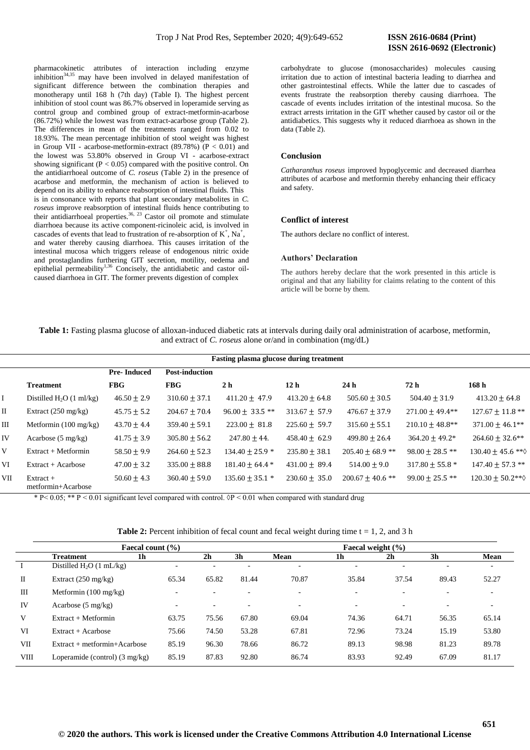pharmacokinetic attributes of interaction including enzyme inhibition[34,35] may have been involved in delayed manifestation of significant difference between the combination therapies and monotherapy until 168 h (7th day) (Table I). The highest percent inhibition of stool count was 86.7% observed in loperamide serving as control group and combined group of extract-metformin-acarbose (86.72%) while the lowest was from extract-acarbose group (Table 2). The differences in mean of the treatments ranged from 0.02 to 18.93%. The mean percentage inhibition of stool weight was highest in Group VII - acarbose-metformin-extract (89.78%) ($P < 0.01$) and the lowest was 53.80% observed in Group VI - acarbose-extract showing significant ($P < 0.05$) compared with the positive control. On the antidiarrhoeal outcome of *C. roseus* (Table 2) in the presence of acarbose and metformin, the mechanism of action is believed to depend on its ability to enhance reabsorption of intestinal fluids. This is in consonance with reports that plant secondary metabolites in *C. roseus* improve reabsorption of intestinal fluids hence contributing to their antidiarrhoeal properties.[36, 23] Castor oil promote and stimulate diarrhoea because its active component-ricinoleic acid, is involved in cascades of events that lead to frustration of re-absorption of $K^+$, $Na^+$, and water thereby causing diarrhoea. This causes irritation of the intestinal mucosa which triggers release of endogenous nitric oxide and prostaglandins furthering GIT secretion, motility, oedema and epithelial permeability[1,36] Concisely, the antidiabetic and castor oil-caused diarrhoea in GIT. The former prevents digestion of complex carbohydrate to glucose (monosaccharides) molecules causing irritation due to action of intestinal bacteria leading to diarrhea and other gastrointestinal effects. While the latter due to cascades of events frustrate the reabsorption thereby causing diarrhoea. The cascade of events includes irritation of the intestinal mucosa. So the extract arrests irritation in the GIT whether caused by castor oil or the antidiabetics. This suggests why it reduced diarrhoea as shown in the data (Table 2).

## Conclusion

*Catharanthus roseus* improved hypoglycemic and decreased diarrhea attributes of acarbose and metformin thereby enhancing their efficacy and safety.

## Conflict of interest

The authors declare no conflict of interest.

## Authors' Declaration

The authors hereby declare that the work presented in this article is original and that any liability for claims relating to the content of this article will be borne by them.

**Table 1:** Fasting plasma glucose of alloxan-induced diabetic rats at intervals during daily oral administration of acarbose, metformin, and extract of *C. roseus* alone or/and in combination (mg/dL)

| | | Fasting plasma glucose during treatment | | | | | | |
|---|---|---|---|---|---|---|---|---|
| | | **Pre- Induced** | **Post-induction** | | | | | |
| | **Treatment** | **FBG** | **FBG** | **2 h** | **12 h** | **24 h** | **72 h** | **168 h** |
| I | Distilled $H_2O$ (1 ml/kg) | 46.50 ± 2.9 | 310.60 ± 37.1 | 411.20 ± 47.9 | 413.20 ± 64.8 | 505.60 ± 30.5 | 504.40 ± 31.9 | 413.20 ± 64.8 |
| II | Extract (250 mg/kg) | 45.75 ± 5.2 | 204.67 ± 70.4 | 96.00 ± 33.5 ** | 313.67 ± 57.9 | 476.67 ± 37.9 | 271.00 ± 49.4** | 127.67 ± 11.8 ** |
| III | Metformin (100 mg/kg) | 43.70 ± 4.4 | 359.40 ± 59.1 | 223.00 ± 81.8 | 225.60 ± 59.7 | 315.60 ± 55.1 | 210.10 ± 48.8** | 371.00 ± 46.1** |
| IV | Acarbose (5 mg/kg) | 41.75 ± 3.9 | 305.80 ± 56.2 | 247.80 ± 44. | 458.40 ± 62.9 | 499.80 ± 26.4 | 364.20 ± 49.2* | 264.60 ± 32.6** |
| V | Extract + Metformin | 58.50 ± 9.9 | 264.60 ± 52.3 | 134.40 ± 25.9 * | 235.80 ± 38.1 | 205.40 ± 68.9 ** | 98.00 ± 28.5 ** | 130.40 ± 45.6 **◊ |
| VI | Extract + Acarbose | 47.00 ± 3.2 | 335.00 ± 88.8 | 181.40 ± 64.4 * | 431.00 ± 89.4 | 514.00 ± 9.0 | 317.80 ± 55.8 * | 147.40 ± 57.3 ** |
| VII | Extract + metformin+Acarbose | 50.60 ± 4.3 | 360.40 ± 59.0 | 135.60 ± 35.1 * | 230.60 ± 35.0 | 200.67 ± 40.6 ** | 99.00 ± 25.5 ** | 120.30 ± 50.2**◊ |

* $P < 0.05$; ** $P < 0.01$ significant level compared with control. ◊$P < 0.01$ when compared with standard drug

**Table 2:** Percent inhibition of fecal count and fecal weight during time t = 1, 2, and 3 h

| | | Faecal count (%) | | | | Faecal weight (%) | | | |
|---|---|---|---|---|---|---|---|---|---|
| | **Treatment** | **1h** | **2h** | **3h** | **Mean** | **1h** | **2h** | **3h** | **Mean** |
| I | Distilled $H_2O$ (1 mL/kg) | - | - | - | - | - | - | - | - |
| II | Extract (250 mg/kg) | 65.34 | 65.82 | 81.44 | 70.87 | 35.84 | 37.54 | 89.43 | 52.27 |
| III | Metformin (100 mg/kg) | - | - | - | - | - | - | - | - |
| IV | Acarbose (5 mg/kg) | - | - | - | - | - | - | - | - |
| V | Extract + Metformin | 63.75 | 75.56 | 67.80 | 69.04 | 74.36 | 64.71 | 56.35 | 65.14 |
| VI | Extract + Acarbose | 75.66 | 74.50 | 53.28 | 67.81 | 72.96 | 73.24 | 15.19 | 53.80 |
| VII | Extract + metformin+Acarbose | 85.19 | 96.30 | 78.66 | 86.72 | 89.13 | 98.98 | 81.23 | 89.78 |
| VIII | Loperamide (control) (3 mg/kg) | 85.19 | 87.83 | 92.80 | 86.74 | 83.93 | 92.49 | 67.09 | 81.17 |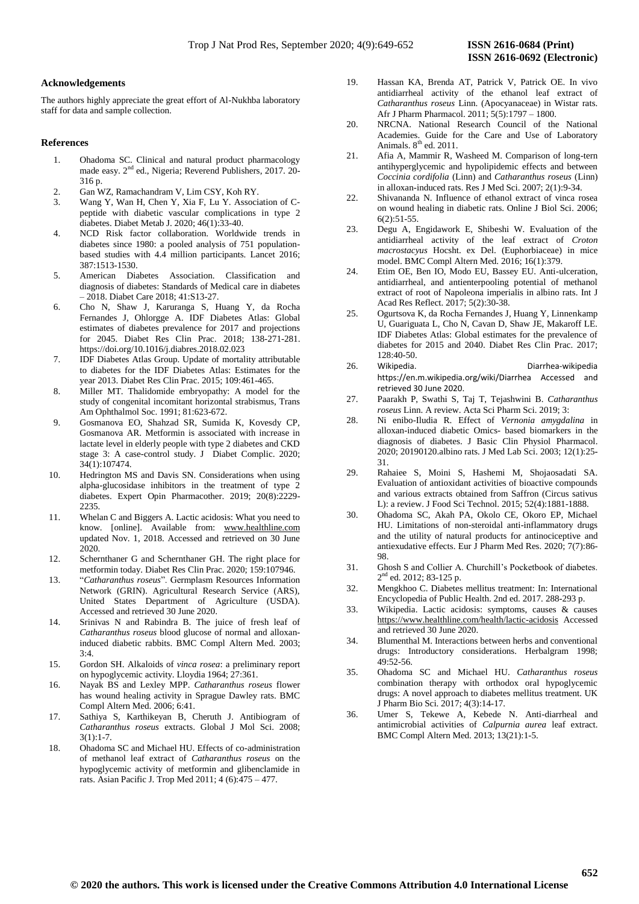## Acknowledgements

The authors highly appreciate the great effort of Al-Nukhba laboratory staff for data and sample collection.

## References

1. Ohadoma SC. Clinical and natural product pharmacology made easy. 2nd ed., Nigeria; Reverend Publishers, 2017. 20-316 p.
2. Gan WZ, Ramachandram V, Lim CSY, Koh RY.
3. Wang Y, Wan H, Chen Y, Xia F, Lu Y. Association of C-peptide with diabetic vascular complications in type 2 diabetes. Diabet Metab J. 2020; 46(1):33-40.
4. NCD Risk factor collaboration. Worldwide trends in diabetes since 1980: a pooled analysis of 751 population-based studies with 4.4 million participants. Lancet 2016; 387:1513-1530.
5. American Diabetes Association. Classification and diagnosis of diabetes: Standards of Medical care in diabetes – 2018. Diabet Care 2018; 41:S13-27.
6. Cho N, Shaw J, Karuranga S, Huang Y, da Rocha Fernandes J, Ohlorgge A. IDF Diabetes Atlas: Global estimates of diabetes prevalence for 2017 and projections for 2045. Diabet Res Clin Prac. 2018; 138-271-281. https://doi.org/10.1016/j.diabres.2018.02.023
7. IDF Diabetes Atlas Group. Update of mortality attributable to diabetes for the IDF Diabetes Atlas: Estimates for the year 2013. Diabet Res Clin Prac. 2015; 109:461-465.
8. Miller MT. Thalidomide embryopathy: A model for the study of congenital incomitant horizontal strabismus, Trans Am Ophthalmol Soc. 1991; 81:623-672.
9. Gosmanova EO, Shahzad SR, Sumida K, Kovesdy CP, Gosmanova AR. Metformin is associated with increase in lactate level in elderly people with type 2 diabetes and CKD stage 3: A case-control study. J Diabet Complic. 2020; 34(1):107474.
10. Hedrington MS and Davis SN. Considerations when using alpha-glucosidase inhibitors in the treatment of type 2 diabetes. Expert Opin Pharmacother. 2019; 20(8):2229-2235.
11. Whelan C and Biggers A. Lactic acidosis: What you need to know. [online]. Available from: www.healthline.com updated Nov. 1, 2018. Accessed and retrieved on 30 June 2020.
12. Schernthaner G and Schernthaner GH. The right place for metformin today. Diabet Res Clin Prac. 2020; 159:107946.
13. "*Catharanthus roseus*". Germplasm Resources Information Network (GRIN). Agricultural Research Service (ARS), United States Department of Agriculture (USDA). Accessed and retrieved 30 June 2020.
14. Srinivas N and Rabindra B. The juice of fresh leaf of *Catharanthus roseus* blood glucose of normal and alloxan-induced diabetic rabbits. BMC Compl Altern Med. 2003; 3:4.
15. Gordon SH. Alkaloids of *vinca rosea*: a preliminary report on hypoglycemic activity. Lloydia 1964; 27:361.
16. Nayak BS and Lexley MPP. *Catharanthus roseus* flower has wound healing activity in Sprague Dawley rats. BMC Compl Altern Med. 2006; 6:41.
17. Sathiya S, Karthikeyan B, Cheruth J. Antibiogram of *Catharanthus roseus* extracts. Global J Mol Sci. 2008; 3(1):1-7.
18. Ohadoma SC and Michael HU. Effects of co-administration of methanol leaf extract of *Catharanthus roseus* on the hypoglycemic activity of metformin and glibenclamide in rats. Asian Pacific J. Trop Med 2011; 4 (6):475 – 477.
19. Hassan KA, Brenda AT, Patrick V, Patrick OE. In vivo antidiarrheal activity of the ethanol leaf extract of *Catharanthus roseus* Linn. (Apocyanaceae) in Wistar rats. Afr J Pharm Pharmacol. 2011; 5(5):1797 – 1800.
20. NRCNA. National Research Council of the National Academies. Guide for the Care and Use of Laboratory Animals. 8th ed. 2011.
21. Afia A, Mammir R, Washeed M. Comparison of long-tern antihyperglycemic and hypolipidemic effects and between *Coccinia cordifolia* (Linn) and *Catharanthus roseus* (Linn) in alloxan-induced rats. Res J Med Sci. 2007; 2(1):9-34.
22. Shivananda N. Influence of ethanol extract of vinca rosea on wound healing in diabetic rats. Online J Biol Sci. 2006; 6(2):51-55.
23. Degu A, Engidawork E, Shibeshi W. Evaluation of the antidiarrheal activity of the leaf extract of *Croton macrostacyus* Hocsht. ex Del. (Euphorbiaceae) in mice model. BMC Compl Altern Med. 2016; 16(1):379.
24. Etim OE, Ben IO, Modo EU, Bassey EU. Anti-ulceration, antidiarrheal, and antienterpooling potential of methanol extract of root of Napoleona imperialis in albino rats. Int J Acad Res Reflect. 2017; 5(2):30-38.
25. Ogurtsova K, da Rocha Fernandes J, Huang Y, Linnenkamp U, Guariguata L, Cho N, Cavan D, Shaw JE, Makaroff LE. IDF Diabetes Atlas: Global estimates for the prevalence of diabetes for 2015 and 2040. Diabet Res Clin Prac. 2017; 128:40-50.
26. Wikipedia. Diarrhea-wikipedia https://en.m.wikipedia.org/wiki/Diarrhea Accessed and retrieved 30 June 2020.
27. Paarakh P, Swathi S, Taj T, Tejashwini B. *Catharanthus roseus* Linn. A review. Acta Sci Pharm Sci. 2019; 3:
28. Ni enibo-Iludia R. Effect of *Vernonia amygdalina* in alloxan-induced diabetic Omics- based biomarkers in the diagnosis of diabetes. J Basic Clin Physiol Pharmacol. 2020; 20190120.albino rats. J Med Lab Sci. 2003; 12(1):25-31.
29. Rahaiee S, Moini S, Hashemi M, Shojaosadati SA. Evaluation of antioxidant activities of bioactive compounds and various extracts obtained from Saffron (Circus sativus L): a review. J Food Sci Technol. 2015; 52(4):1881-1888.
30. Ohadoma SC, Akah PA, Okolo CE, Okoro EP, Michael HU. Limitations of non-steroidal anti-inflammatory drugs and the utility of natural products for antinociceptive and antiexudative effects. Eur J Pharm Med Res. 2020; 7(7):86-98.
31. Ghosh S and Collier A. Churchill's Pocketbook of diabetes. 2nd ed. 2012; 83-125 p.
32. Mengkhoo C. Diabetes mellitus treatment: In: International Encyclopedia of Public Health. 2nd ed. 2017. 288-293 p.
33. Wikipedia. Lactic acidosis: symptoms, causes & causes https://www.healthline.com/health/lactic-acidosis Accessed and retrieved 30 June 2020.
34. Blumenthal M. Interactions between herbs and conventional drugs: Introductory considerations. Herbalgram 1998; 49:52-56.
35. Ohadoma SC and Michael HU. *Catharanthus roseus* combination therapy with orthodox oral hypoglycemic drugs: A novel approach to diabetes mellitus treatment. UK J Pharm Bio Sci. 2017; 4(3):14-17.
36. Umer S, Tekewe A, Kebede N. Anti-diarrheal and antimicrobial activities of *Calpurnia aurea* leaf extract. BMC Compl Altern Med. 2013; 13(21):1-5.

**© 2020 the authors. This work is licensed under the Creative Commons Attribution 4.0 International License**